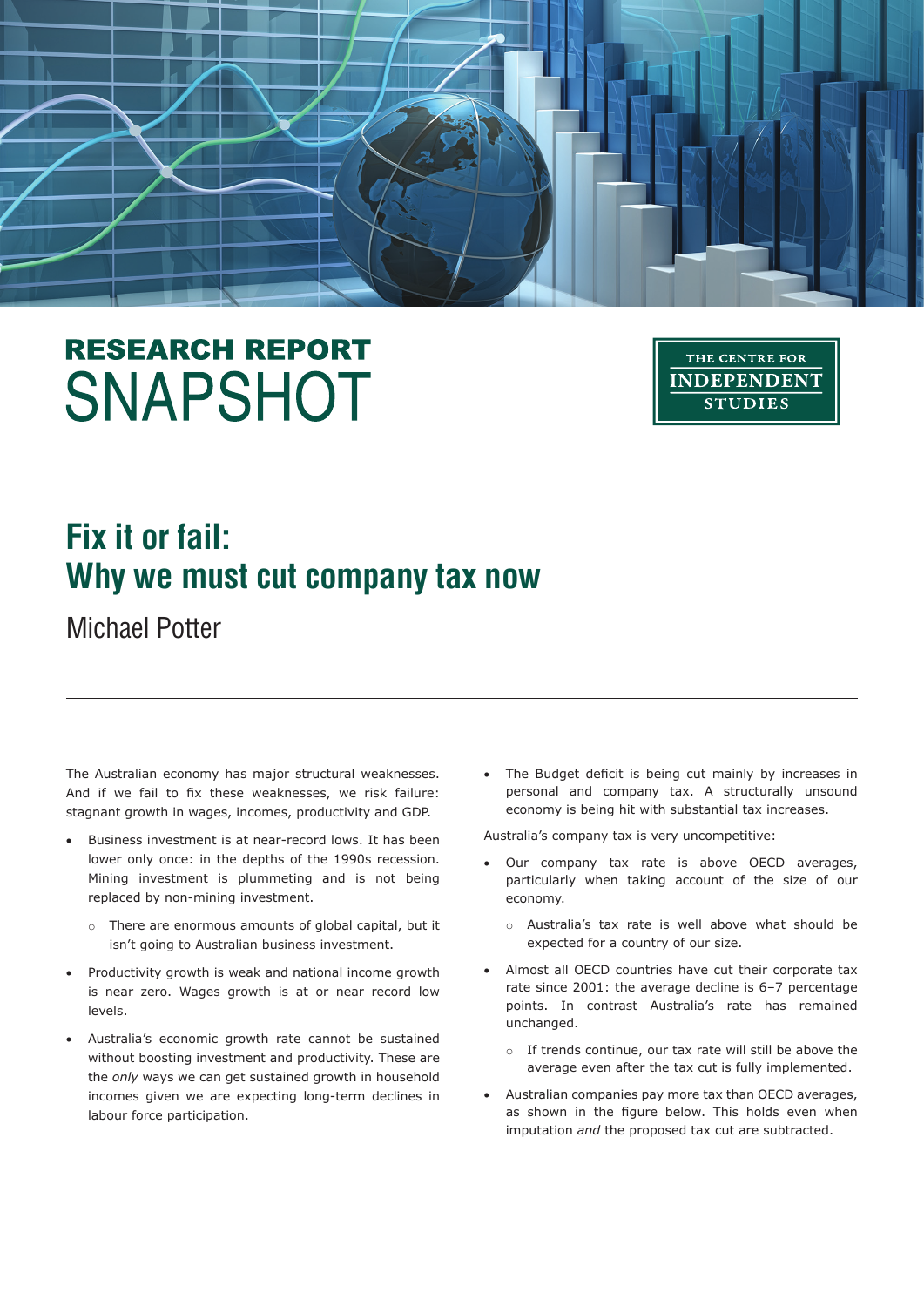RESEARCH REPORT
SNAPSHOT

THE CENTRE FOR INDEPENDENT STUDIES

# Fix it or fail: Why we must cut company tax now

Michael Potter

---

The Australian economy has major structural weaknesses. And if we fail to fix these weaknesses, we risk failure: stagnant growth in wages, incomes, productivity and GDP.

- Business investment is at near-record lows. It has been lower only once: in the depths of the 1990s recession. Mining investment is plummeting and is not being replaced by non-mining investment.
  - There are enormous amounts of global capital, but it isn't going to Australian business investment.
- Productivity growth is weak and national income growth is near zero. Wages growth is at or near record low levels.
- Australia's economic growth rate cannot be sustained without boosting investment and productivity. These are the *only* ways we can get sustained growth in household incomes given we are expecting long-term declines in labour force participation.
- The Budget deficit is being cut mainly by increases in personal and company tax. A structurally unsound economy is being hit with substantial tax increases.

Australia's company tax is very uncompetitive:

- Our company tax rate is above OECD averages, particularly when taking account of the size of our economy.
  - Australia's tax rate is well above what should be expected for a country of our size.
- Almost all OECD countries have cut their corporate tax rate since 2001: the average decline is 6–7 percentage points. In contrast Australia's rate has remained unchanged.
  - If trends continue, our tax rate will still be above the average even after the tax cut is fully implemented.
- Australian companies pay more tax than OECD averages, as shown in the figure below. This holds even when imputation *and* the proposed tax cut are subtracted.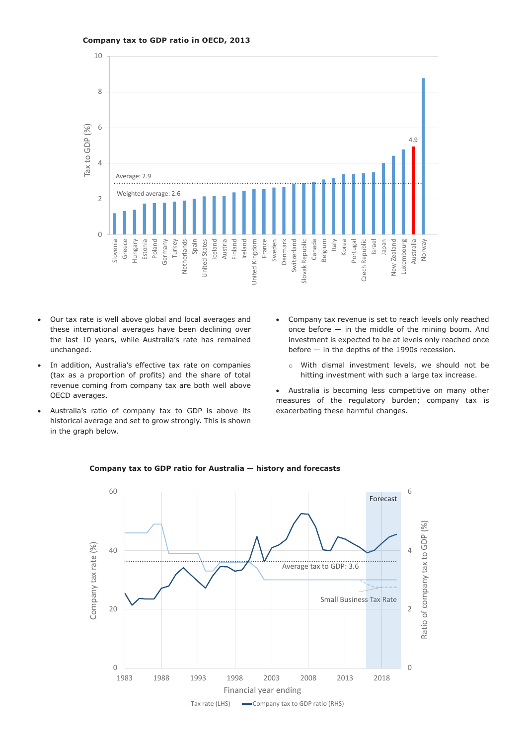**Company tax to GDP ratio in OECD, 2013**

- Our tax rate is well above global and local averages and these international averages have been declining over the last 10 years, while Australia's rate has remained unchanged.
- In addition, Australia's effective tax rate on companies (tax as a proportion of profits) and the share of total revenue coming from company tax are both well above OECD averages.
- Australia's ratio of company tax to GDP is above its historical average and set to grow strongly. This is shown in the graph below.
- Company tax revenue is set to reach levels only reached once before — in the middle of the mining boom. And investment is expected to be at levels only reached once before — in the depths of the 1990s recession.
  - With dismal investment levels, we should not be hitting investment with such a large tax increase.
- Australia is becoming less competitive on many other measures of the regulatory burden; company tax is exacerbating these harmful changes.

**Company tax to GDP ratio for Australia — history and forecasts**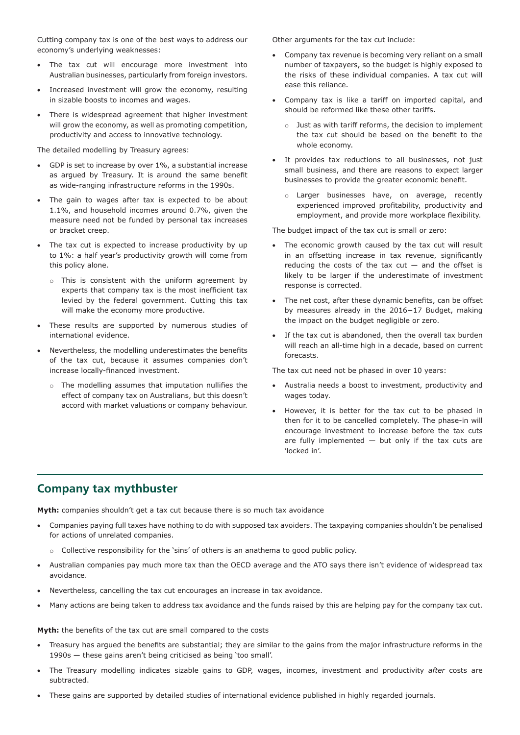Cutting company tax is one of the best ways to address our economy's underlying weaknesses:

- The tax cut will encourage more investment into Australian businesses, particularly from foreign investors.
- Increased investment will grow the economy, resulting in sizable boosts to incomes and wages.
- There is widespread agreement that higher investment will grow the economy, as well as promoting competition, productivity and access to innovative technology.

The detailed modelling by Treasury agrees:

- GDP is set to increase by over 1%, a substantial increase as argued by Treasury. It is around the same benefit as wide-ranging infrastructure reforms in the 1990s.
- The gain to wages after tax is expected to be about 1.1%, and household incomes around 0.7%, given the measure need not be funded by personal tax increases or bracket creep.
- The tax cut is expected to increase productivity by up to 1%: a half year's productivity growth will come from this policy alone.
  - This is consistent with the uniform agreement by experts that company tax is the most inefficient tax levied by the federal government. Cutting this tax will make the economy more productive.
- These results are supported by numerous studies of international evidence.
- Nevertheless, the modelling underestimates the benefits of the tax cut, because it assumes companies don't increase locally-financed investment.
  - The modelling assumes that imputation nullifies the effect of company tax on Australians, but this doesn't accord with market valuations or company behaviour.

Other arguments for the tax cut include:

- Company tax revenue is becoming very reliant on a small number of taxpayers, so the budget is highly exposed to the risks of these individual companies. A tax cut will ease this reliance.
- Company tax is like a tariff on imported capital, and should be reformed like these other tariffs.
  - Just as with tariff reforms, the decision to implement the tax cut should be based on the benefit to the whole economy.
- It provides tax reductions to all businesses, not just small business, and there are reasons to expect larger businesses to provide the greater economic benefit.
  - Larger businesses have, on average, recently experienced improved profitability, productivity and employment, and provide more workplace flexibility.

The budget impact of the tax cut is small or zero:

- The economic growth caused by the tax cut will result in an offsetting increase in tax revenue, significantly reducing the costs of the tax cut — and the offset is likely to be larger if the underestimate of investment response is corrected.
- The net cost, after these dynamic benefits, can be offset by measures already in the 2016–17 Budget, making the impact on the budget negligible or zero.
- If the tax cut is abandoned, then the overall tax burden will reach an all-time high in a decade, based on current forecasts.

The tax cut need not be phased in over 10 years:

- Australia needs a boost to investment, productivity and wages today.
- However, it is better for the tax cut to be phased in then for it to be cancelled completely. The phase-in will encourage investment to increase before the tax cuts are fully implemented — but only if the tax cuts are 'locked in'.

## Company tax mythbuster

**Myth:** companies shouldn't get a tax cut because there is so much tax avoidance

- Companies paying full taxes have nothing to do with supposed tax avoiders. The taxpaying companies shouldn't be penalised for actions of unrelated companies.
  - Collective responsibility for the 'sins' of others is an anathema to good public policy.
- Australian companies pay much more tax than the OECD average and the ATO says there isn't evidence of widespread tax avoidance.
- Nevertheless, cancelling the tax cut encourages an increase in tax avoidance.
- Many actions are being taken to address tax avoidance and the funds raised by this are helping pay for the company tax cut.

**Myth:** the benefits of the tax cut are small compared to the costs

- Treasury has argued the benefits are substantial; they are similar to the gains from the major infrastructure reforms in the 1990s — these gains aren't being criticised as being 'too small'.
- The Treasury modelling indicates sizable gains to GDP, wages, incomes, investment and productivity *after* costs are subtracted.
- These gains are supported by detailed studies of international evidence published in highly regarded journals.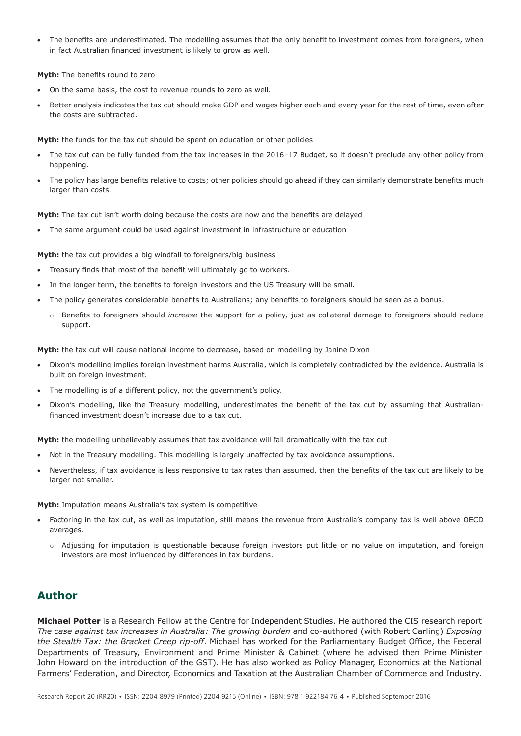- The benefits are underestimated. The modelling assumes that the only benefit to investment comes from foreigners, when in fact Australian financed investment is likely to grow as well.

**Myth:** The benefits round to zero

- On the same basis, the cost to revenue rounds to zero as well.
- Better analysis indicates the tax cut should make GDP and wages higher each and every year for the rest of time, even after the costs are subtracted.

**Myth:** the funds for the tax cut should be spent on education or other policies

- The tax cut can be fully funded from the tax increases in the 2016–17 Budget, so it doesn't preclude any other policy from happening.
- The policy has large benefits relative to costs; other policies should go ahead if they can similarly demonstrate benefits much larger than costs.

**Myth:** The tax cut isn't worth doing because the costs are now and the benefits are delayed

- The same argument could be used against investment in infrastructure or education

**Myth:** the tax cut provides a big windfall to foreigners/big business

- Treasury finds that most of the benefit will ultimately go to workers.
- In the longer term, the benefits to foreign investors and the US Treasury will be small.
- The policy generates considerable benefits to Australians; any benefits to foreigners should be seen as a bonus.
  - Benefits to foreigners should *increase* the support for a policy, just as collateral damage to foreigners should reduce support.

**Myth:** the tax cut will cause national income to decrease, based on modelling by Janine Dixon

- Dixon's modelling implies foreign investment harms Australia, which is completely contradicted by the evidence. Australia is built on foreign investment.
- The modelling is of a different policy, not the government's policy.
- Dixon's modelling, like the Treasury modelling, underestimates the benefit of the tax cut by assuming that Australian-financed investment doesn't increase due to a tax cut.

**Myth:** the modelling unbelievably assumes that tax avoidance will fall dramatically with the tax cut

- Not in the Treasury modelling. This modelling is largely unaffected by tax avoidance assumptions.
- Nevertheless, if tax avoidance is less responsive to tax rates than assumed, then the benefits of the tax cut are likely to be larger not smaller.

**Myth:** Imputation means Australia's tax system is competitive

- Factoring in the tax cut, as well as imputation, still means the revenue from Australia's company tax is well above OECD averages.
  - Adjusting for imputation is questionable because foreign investors put little or no value on imputation, and foreign investors are most influenced by differences in tax burdens.

## Author

**Michael Potter** is a Research Fellow at the Centre for Independent Studies. He authored the CIS research report *The case against tax increases in Australia: The growing burden* and co-authored (with Robert Carling) *Exposing the Stealth Tax: the Bracket Creep rip-off*. Michael has worked for the Parliamentary Budget Office, the Federal Departments of Treasury, Environment and Prime Minister & Cabinet (where he advised then Prime Minister John Howard on the introduction of the GST). He has also worked as Policy Manager, Economics at the National Farmers' Federation, and Director, Economics and Taxation at the Australian Chamber of Commerce and Industry.

Research Report 20 (RR20) • ISSN: 2204-8979 (Printed) 2204-9215 (Online) • ISBN: 978-1-922184-76-4 • Published September 2016